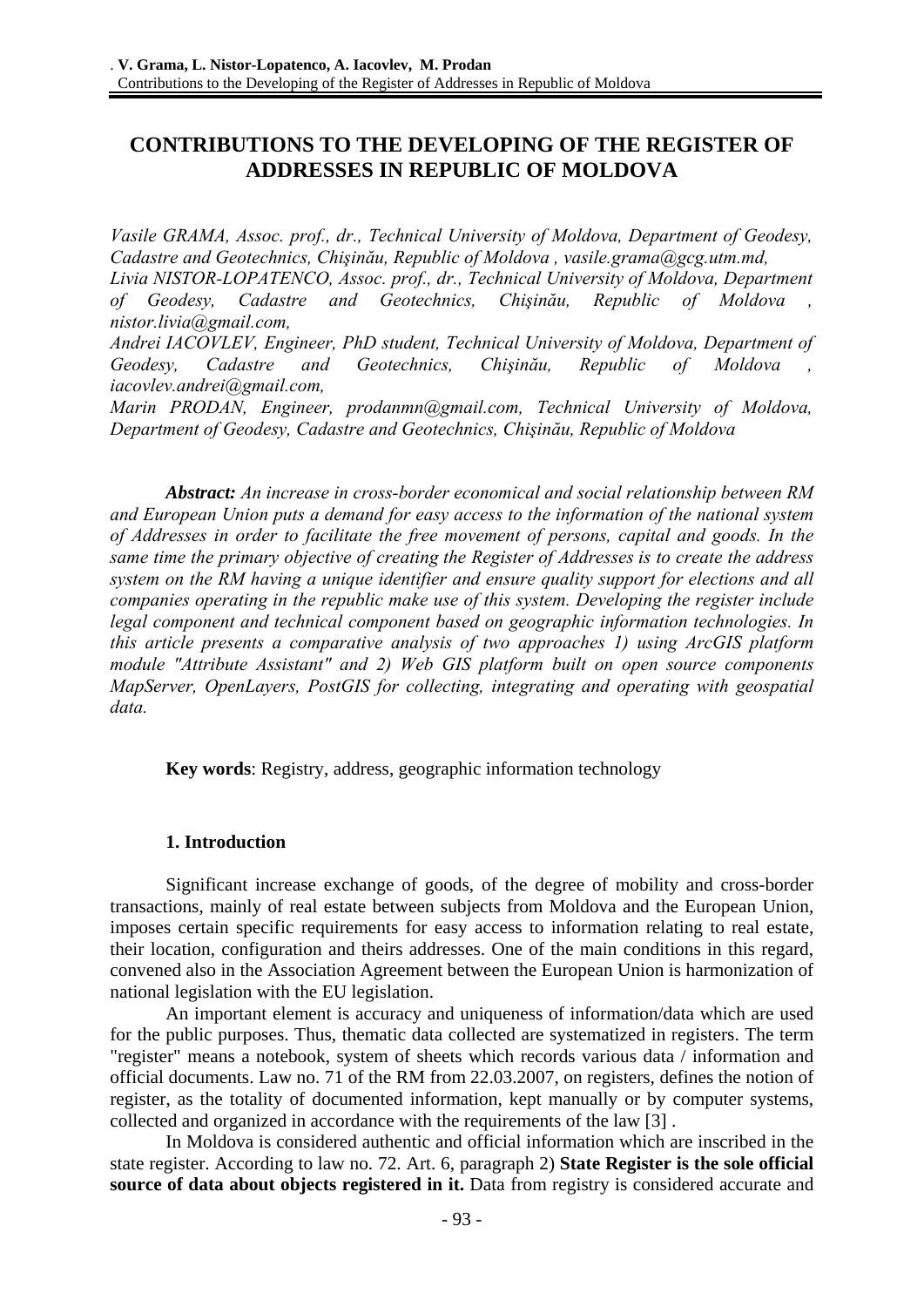# CONTRIBUTIONS TO THE DEVELOPING OF THE REGISTER OF ADDRESSES IN REPUBLIC OF MOLDOVA

*Vasile GRAMA, Assoc. prof., dr., Technical University of Moldova, Department of Geodesy, Cadastre and Geotechnics, Chişinău, Republic of Moldova , vasile.grama@gcg.utm.md,*
*Livia NISTOR-LOPATENCO, Assoc. prof., dr., Technical University of Moldova, Department of Geodesy, Cadastre and Geotechnics, Chişinău, Republic of Moldova , nistor.livia@gmail.com,*
*Andrei IACOVLEV, Engineer, PhD student, Technical University of Moldova, Department of Geodesy, Cadastre and Geotechnics, Chişinău, Republic of Moldova , iacovlev.andrei@gmail.com,*
*Marin PRODAN, Engineer, prodanmn@gmail.com, Technical University of Moldova, Department of Geodesy, Cadastre and Geotechnics, Chişinău, Republic of Moldova*

***Abstract:*** *An increase in cross-border economical and social relationship between RM and European Union puts a demand for easy access to the information of the national system of Addresses in order to facilitate the free movement of persons, capital and goods. In the same time the primary objective of creating the Register of Addresses is to create the address system on the RM having a unique identifier and ensure quality support for elections and all companies operating in the republic make use of this system. Developing the register include legal component and technical component based on geographic information technologies. In this article presents a comparative analysis of two approaches 1) using ArcGIS platform module "Attribute Assistant" and 2) Web GIS platform built on open source components MapServer, OpenLayers, PostGIS for collecting, integrating and operating with geospatial data.*

**Key words**: Registry, address, geographic information technology

## 1. Introduction

Significant increase exchange of goods, of the degree of mobility and cross-border transactions, mainly of real estate between subjects from Moldova and the European Union, imposes certain specific requirements for easy access to information relating to real estate, their location, configuration and theirs addresses. One of the main conditions in this regard, convened also in the Association Agreement between the European Union is harmonization of national legislation with the EU legislation.

An important element is accuracy and uniqueness of information/data which are used for the public purposes. Thus, thematic data collected are systematized in registers. The term "register" means a notebook, system of sheets which records various data / information and official documents. Law no. 71 of the RM from 22.03.2007, on registers, defines the notion of register, as the totality of documented information, kept manually or by computer systems, collected and organized in accordance with the requirements of the law [3] .

In Moldova is considered authentic and official information which are inscribed in the state register. According to law no. 72. Art. 6, paragraph 2) **State Register is the sole official source of data about objects registered in it.** Data from registry is considered accurate and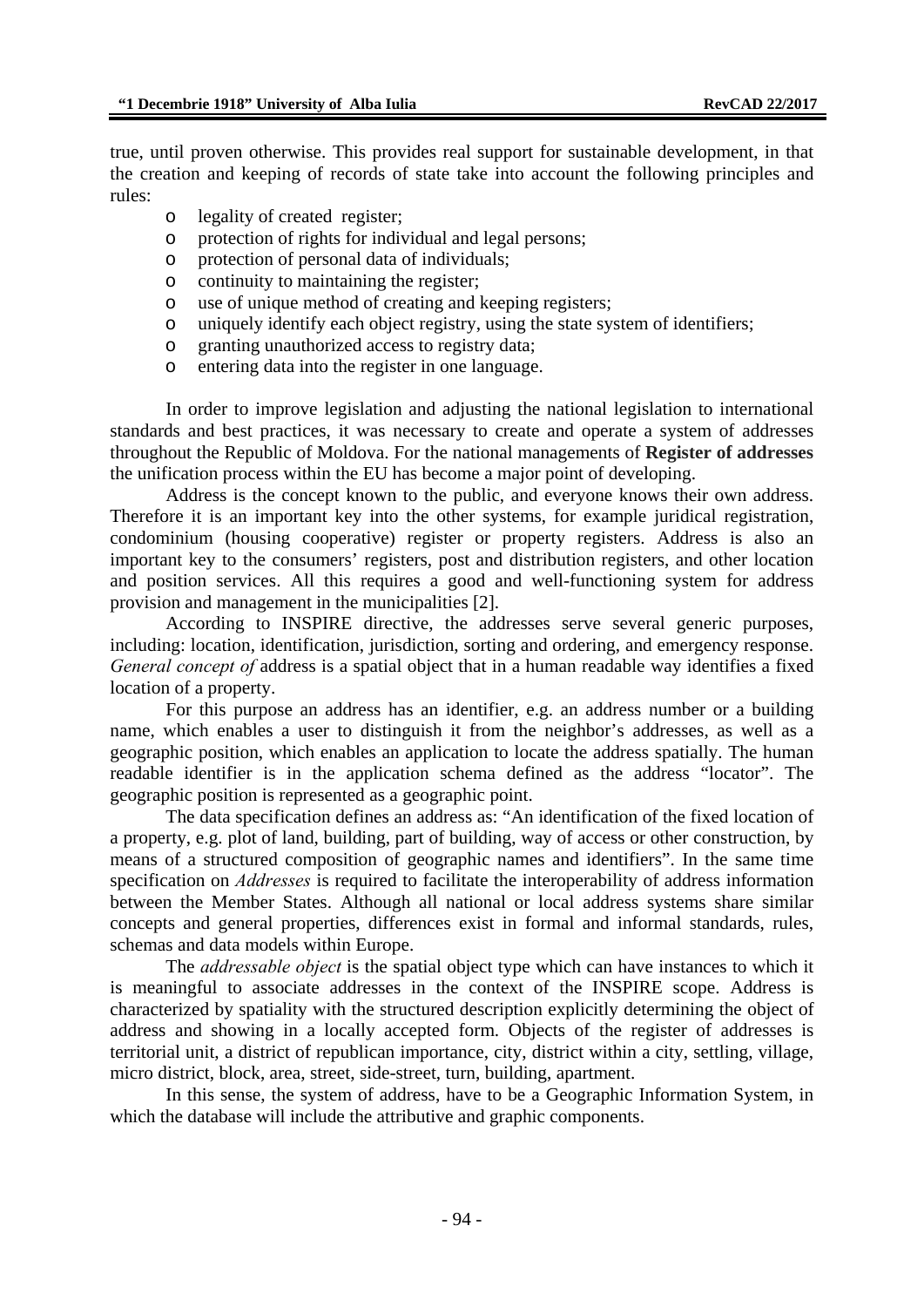true, until proven otherwise. This provides real support for sustainable development, in that the creation and keeping of records of state take into account the following principles and rules:

- legality of created register;
- protection of rights for individual and legal persons;
- protection of personal data of individuals;
- continuity to maintaining the register;
- use of unique method of creating and keeping registers;
- uniquely identify each object registry, using the state system of identifiers;
- granting unauthorized access to registry data;
- entering data into the register in one language.

In order to improve legislation and adjusting the national legislation to international standards and best practices, it was necessary to create and operate a system of addresses throughout the Republic of Moldova. For the national managements of **Register of addresses** the unification process within the EU has become a major point of developing.

Address is the concept known to the public, and everyone knows their own address. Therefore it is an important key into the other systems, for example juridical registration, condominium (housing cooperative) register or property registers. Address is also an important key to the consumers' registers, post and distribution registers, and other location and position services. All this requires a good and well-functioning system for address provision and management in the municipalities [2].

According to INSPIRE directive, the addresses serve several generic purposes, including: location, identification, jurisdiction, sorting and ordering, and emergency response. *General concept of* address is a spatial object that in a human readable way identifies a fixed location of a property.

For this purpose an address has an identifier, e.g. an address number or a building name, which enables a user to distinguish it from the neighbor's addresses, as well as a geographic position, which enables an application to locate the address spatially. The human readable identifier is in the application schema defined as the address "locator". The geographic position is represented as a geographic point.

The data specification defines an address as: "An identification of the fixed location of a property, e.g. plot of land, building, part of building, way of access or other construction, by means of a structured composition of geographic names and identifiers". In the same time specification on *Addresses* is required to facilitate the interoperability of address information between the Member States. Although all national or local address systems share similar concepts and general properties, differences exist in formal and informal standards, rules, schemas and data models within Europe.

The *addressable object* is the spatial object type which can have instances to which it is meaningful to associate addresses in the context of the INSPIRE scope. Address is characterized by spatiality with the structured description explicitly determining the object of address and showing in a locally accepted form. Objects of the register of addresses is territorial unit, a district of republican importance, city, district within a city, settling, village, micro district, block, area, street, side-street, turn, building, apartment.

In this sense, the system of address, have to be a Geographic Information System, in which the database will include the attributive and graphic components.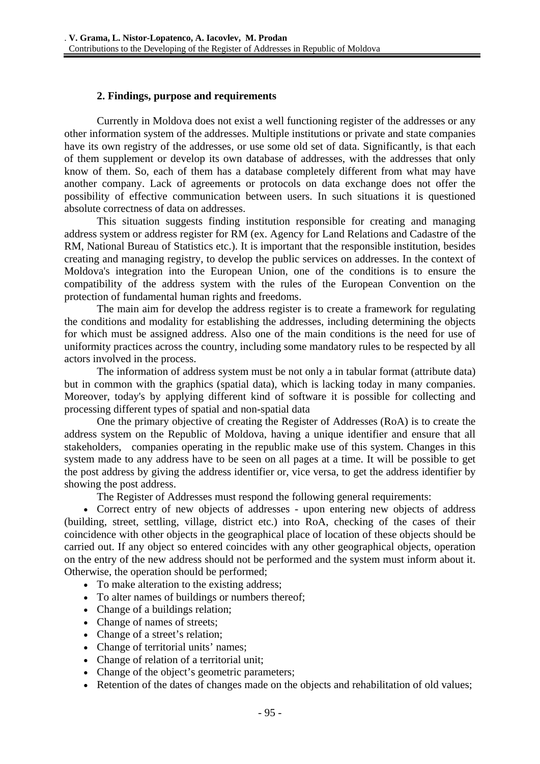## 2. Findings, purpose and requirements

Currently in Moldova does not exist a well functioning register of the addresses or any other information system of the addresses. Multiple institutions or private and state companies have its own registry of the addresses, or use some old set of data. Significantly, is that each of them supplement or develop its own database of addresses, with the addresses that only know of them. So, each of them has a database completely different from what may have another company. Lack of agreements or protocols on data exchange does not offer the possibility of effective communication between users. In such situations it is questioned absolute correctness of data on addresses.

This situation suggests finding institution responsible for creating and managing address system or address register for RM (ex. Agency for Land Relations and Cadastre of the RM, National Bureau of Statistics etc.). It is important that the responsible institution, besides creating and managing registry, to develop the public services on addresses. In the context of Moldova's integration into the European Union, one of the conditions is to ensure the compatibility of the address system with the rules of the European Convention on the protection of fundamental human rights and freedoms.

The main aim for develop the address register is to create a framework for regulating the conditions and modality for establishing the addresses, including determining the objects for which must be assigned address. Also one of the main conditions is the need for use of uniformity practices across the country, including some mandatory rules to be respected by all actors involved in the process.

The information of address system must be not only a in tabular format (attribute data) but in common with the graphics (spatial data), which is lacking today in many companies. Moreover, today's by applying different kind of software it is possible for collecting and processing different types of spatial and non-spatial data

One the primary objective of creating the Register of Addresses (RoA) is to create the address system on the Republic of Moldova, having a unique identifier and ensure that all stakeholders, companies operating in the republic make use of this system. Changes in this system made to any address have to be seen on all pages at a time. It will be possible to get the post address by giving the address identifier or, vice versa, to get the address identifier by showing the post address.

The Register of Addresses must respond the following general requirements:

- Correct entry of new objects of addresses - upon entering new objects of address (building, street, settling, village, district etc.) into RoA, checking of the cases of their coincidence with other objects in the geographical place of location of these objects should be carried out. If any object so entered coincides with any other geographical objects, operation on the entry of the new address should not be performed and the system must inform about it. Otherwise, the operation should be performed;
- To make alteration to the existing address;
- To alter names of buildings or numbers thereof;
- Change of a buildings relation;
- Change of names of streets;
- Change of a street's relation;
- Change of territorial units' names;
- Change of relation of a territorial unit;
- Change of the object's geometric parameters;
- Retention of the dates of changes made on the objects and rehabilitation of old values;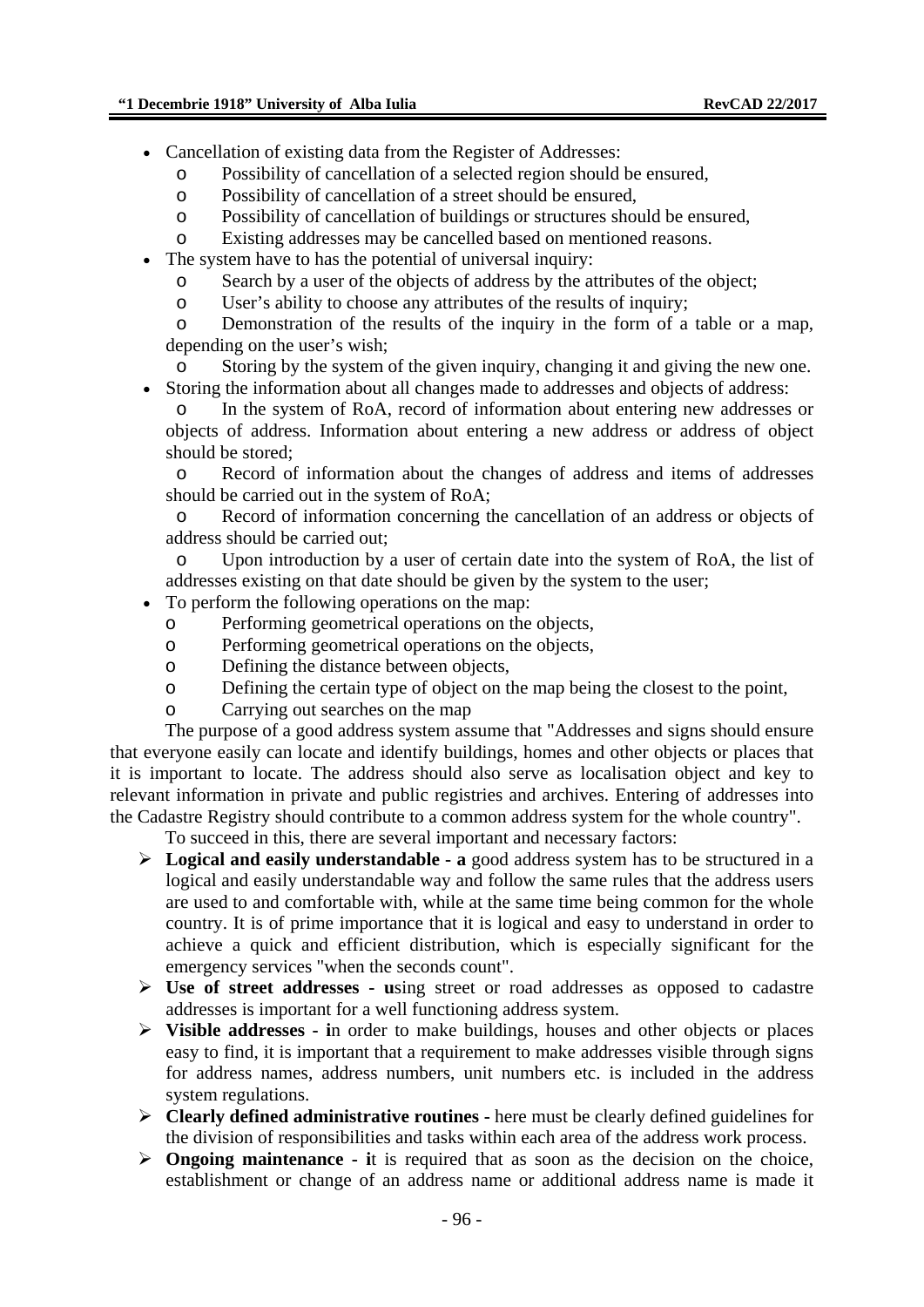- Cancellation of existing data from the Register of Addresses:
  - Possibility of cancellation of a selected region should be ensured,
  - Possibility of cancellation of a street should be ensured,
  - Possibility of cancellation of buildings or structures should be ensured,
  - Existing addresses may be cancelled based on mentioned reasons.
- The system have to has the potential of universal inquiry:
  - Search by a user of the objects of address by the attributes of the object;
  - User's ability to choose any attributes of the results of inquiry;
  - Demonstration of the results of the inquiry in the form of a table or a map, depending on the user's wish;
  - Storing by the system of the given inquiry, changing it and giving the new one.
- Storing the information about all changes made to addresses and objects of address:
  - In the system of RoA, record of information about entering new addresses or objects of address. Information about entering a new address or address of object should be stored;
  - Record of information about the changes of address and items of addresses should be carried out in the system of RoA;
  - Record of information concerning the cancellation of an address or objects of address should be carried out;
  - Upon introduction by a user of certain date into the system of RoA, the list of addresses existing on that date should be given by the system to the user;
- To perform the following operations on the map:
  - Performing geometrical operations on the objects,
  - Performing geometrical operations on the objects,
  - Defining the distance between objects,
  - Defining the certain type of object on the map being the closest to the point,
  - Carrying out searches on the map

The purpose of a good address system assume that "Addresses and signs should ensure that everyone easily can locate and identify buildings, homes and other objects or places that it is important to locate. The address should also serve as localisation object and key to relevant information in private and public registries and archives. Entering of addresses into the Cadastre Registry should contribute to a common address system for the whole country".

To succeed in this, there are several important and necessary factors:

- **Logical and easily understandable - a** good address system has to be structured in a logical and easily understandable way and follow the same rules that the address users are used to and comfortable with, while at the same time being common for the whole country. It is of prime importance that it is logical and easy to understand in order to achieve a quick and efficient distribution, which is especially significant for the emergency services "when the seconds count".
- **Use of street addresses - u**sing street or road addresses as opposed to cadastre addresses is important for a well functioning address system.
- **Visible addresses - i**n order to make buildings, houses and other objects or places easy to find, it is important that a requirement to make addresses visible through signs for address names, address numbers, unit numbers etc. is included in the address system regulations.
- **Clearly defined administrative routines -** here must be clearly defined guidelines for the division of responsibilities and tasks within each area of the address work process.
- **Ongoing maintenance - i**t is required that as soon as the decision on the choice, establishment or change of an address name or additional address name is made it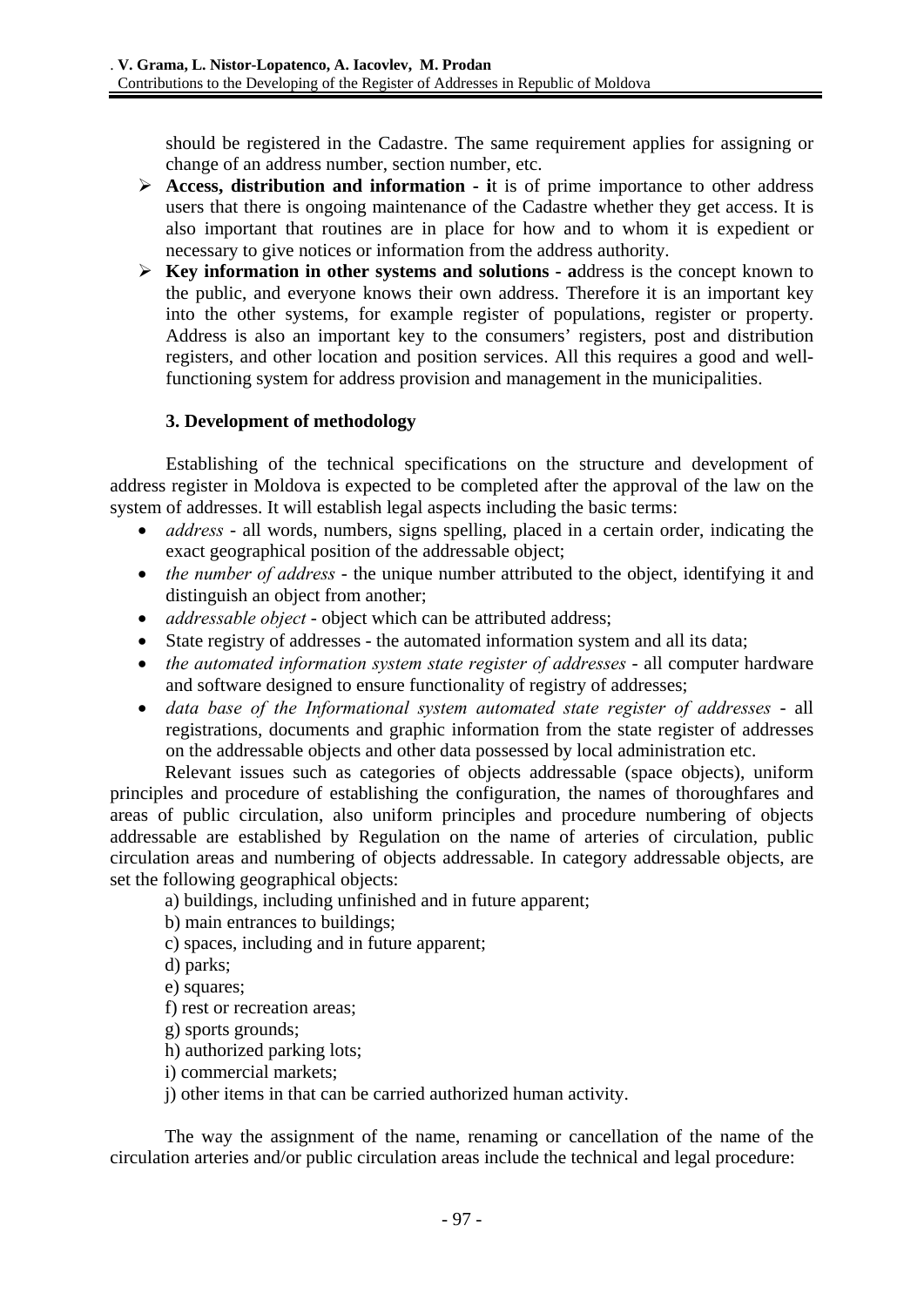should be registered in the Cadastre. The same requirement applies for assigning or change of an address number, section number, etc.

- **Access, distribution and information - i**t is of prime importance to other address users that there is ongoing maintenance of the Cadastre whether they get access. It is also important that routines are in place for how and to whom it is expedient or necessary to give notices or information from the address authority.
- **Key information in other systems and solutions - a**ddress is the concept known to the public, and everyone knows their own address. Therefore it is an important key into the other systems, for example register of populations, register or property. Address is also an important key to the consumers' registers, post and distribution registers, and other location and position services. All this requires a good and well-functioning system for address provision and management in the municipalities.

### 3. Development of methodology

Establishing of the technical specifications on the structure and development of address register in Moldova is expected to be completed after the approval of the law on the system of addresses. It will establish legal aspects including the basic terms:

- *address* - all words, numbers, signs spelling, placed in a certain order, indicating the exact geographical position of the addressable object;
- *the number of address* - the unique number attributed to the object, identifying it and distinguish an object from another;
- *addressable object* - object which can be attributed address;
- State registry of addresses - the automated information system and all its data;
- *the automated information system state register of addresses* - all computer hardware and software designed to ensure functionality of registry of addresses;
- *data base of the Informational system automated state register of addresses* - all registrations, documents and graphic information from the state register of addresses on the addressable objects and other data possessed by local administration etc.

Relevant issues such as categories of objects addressable (space objects), uniform principles and procedure of establishing the configuration, the names of thoroughfares and areas of public circulation, also uniform principles and procedure numbering of objects addressable are established by Regulation on the name of arteries of circulation, public circulation areas and numbering of objects addressable. In category addressable objects, are set the following geographical objects:

a) buildings, including unfinished and in future apparent;
b) main entrances to buildings;
c) spaces, including and in future apparent;
d) parks;
e) squares;
f) rest or recreation areas;
g) sports grounds;
h) authorized parking lots;
i) commercial markets;
j) other items in that can be carried authorized human activity.

The way the assignment of the name, renaming or cancellation of the name of the circulation arteries and/or public circulation areas include the technical and legal procedure: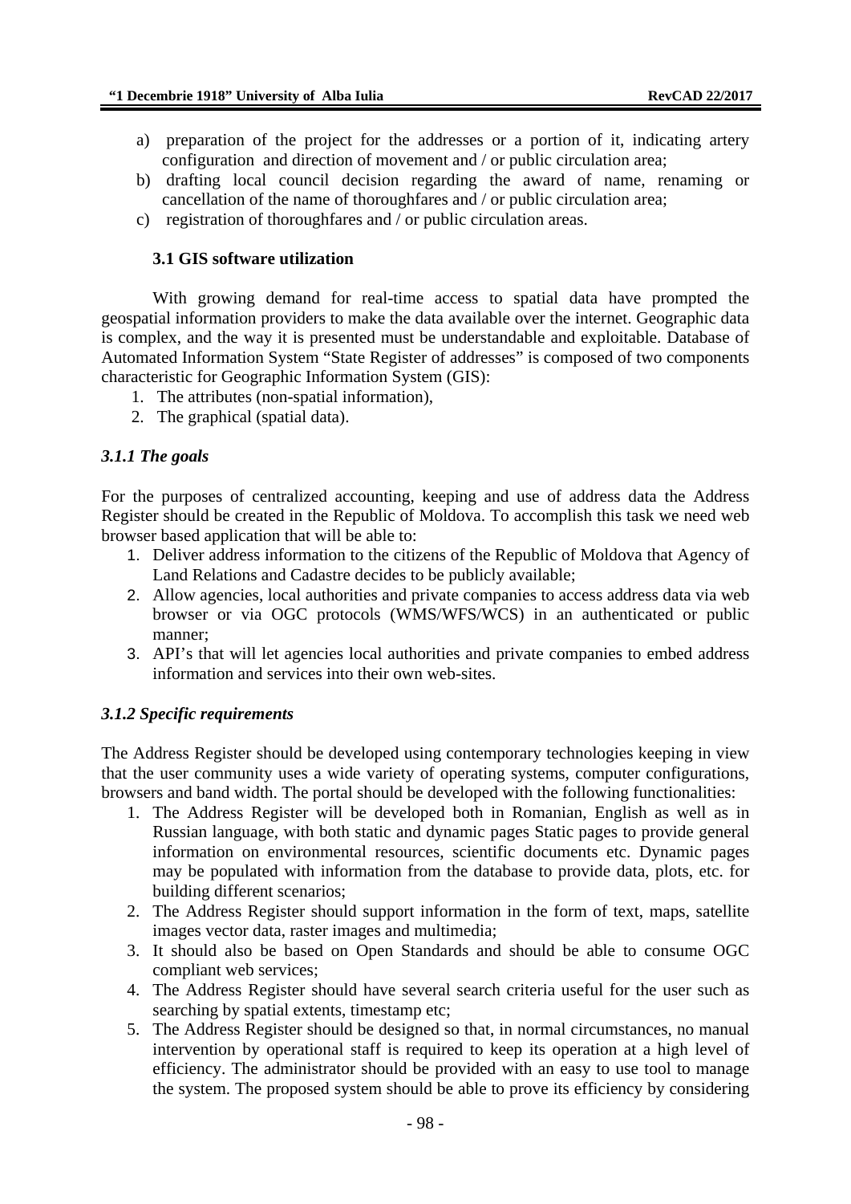a) preparation of the project for the addresses or a portion of it, indicating artery configuration and direction of movement and / or public circulation area;
b) drafting local council decision regarding the award of name, renaming or cancellation of the name of thoroughfares and / or public circulation area;
c) registration of thoroughfares and / or public circulation areas.

### 3.1 GIS software utilization

With growing demand for real-time access to spatial data have prompted the geospatial information providers to make the data available over the internet. Geographic data is complex, and the way it is presented must be understandable and exploitable. Database of Automated Information System "State Register of addresses" is composed of two components characteristic for Geographic Information System (GIS):

1. The attributes (non-spatial information),
2. The graphical (spatial data).

#### *3.1.1 The goals*

For the purposes of centralized accounting, keeping and use of address data the Address Register should be created in the Republic of Moldova. To accomplish this task we need web browser based application that will be able to:

1. Deliver address information to the citizens of the Republic of Moldova that Agency of Land Relations and Cadastre decides to be publicly available;
2. Allow agencies, local authorities and private companies to access address data via web browser or via OGC protocols (WMS/WFS/WCS) in an authenticated or public manner;
3. API's that will let agencies local authorities and private companies to embed address information and services into their own web-sites.

#### *3.1.2 Specific requirements*

The Address Register should be developed using contemporary technologies keeping in view that the user community uses a wide variety of operating systems, computer configurations, browsers and band width. The portal should be developed with the following functionalities:

1. The Address Register will be developed both in Romanian, English as well as in Russian language, with both static and dynamic pages Static pages to provide general information on environmental resources, scientific documents etc. Dynamic pages may be populated with information from the database to provide data, plots, etc. for building different scenarios;
2. The Address Register should support information in the form of text, maps, satellite images vector data, raster images and multimedia;
3. It should also be based on Open Standards and should be able to consume OGC compliant web services;
4. The Address Register should have several search criteria useful for the user such as searching by spatial extents, timestamp etc;
5. The Address Register should be designed so that, in normal circumstances, no manual intervention by operational staff is required to keep its operation at a high level of efficiency. The administrator should be provided with an easy to use tool to manage the system. The proposed system should be able to prove its efficiency by considering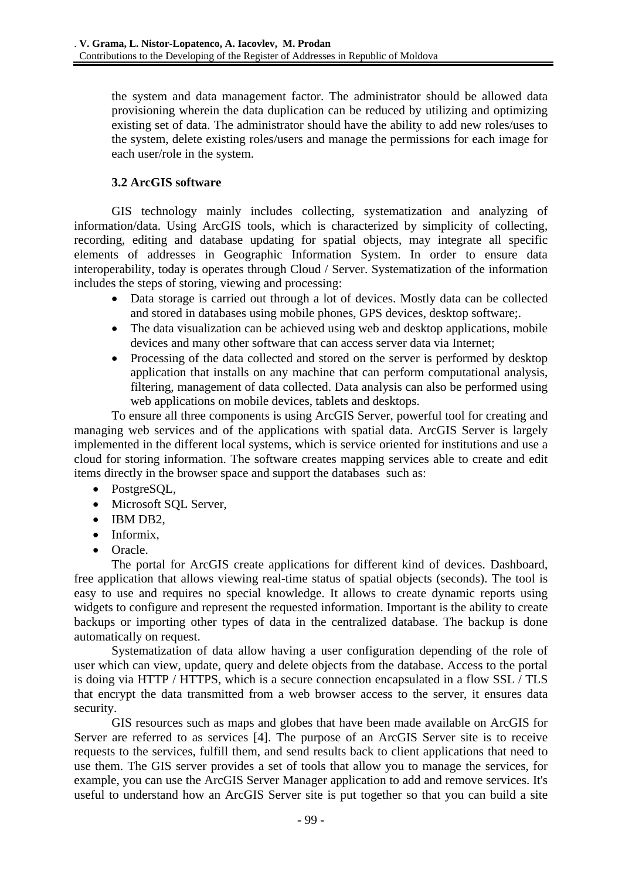the system and data management factor. The administrator should be allowed data provisioning wherein the data duplication can be reduced by utilizing and optimizing existing set of data. The administrator should have the ability to add new roles/uses to the system, delete existing roles/users and manage the permissions for each image for each user/role in the system.

### 3.2 ArcGIS software

GIS technology mainly includes collecting, systematization and analyzing of information/data. Using ArcGIS tools, which is characterized by simplicity of collecting, recording, editing and database updating for spatial objects, may integrate all specific elements of addresses in Geographic Information System. In order to ensure data interoperability, today is operates through Cloud / Server. Systematization of the information includes the steps of storing, viewing and processing:

- Data storage is carried out through a lot of devices. Mostly data can be collected and stored in databases using mobile phones, GPS devices, desktop software;.
- The data visualization can be achieved using web and desktop applications, mobile devices and many other software that can access server data via Internet;
- Processing of the data collected and stored on the server is performed by desktop application that installs on any machine that can perform computational analysis, filtering, management of data collected. Data analysis can also be performed using web applications on mobile devices, tablets and desktops.

To ensure all three components is using ArcGIS Server, powerful tool for creating and managing web services and of the applications with spatial data. ArcGIS Server is largely implemented in the different local systems, which is service oriented for institutions and use a cloud for storing information. The software creates mapping services able to create and edit items directly in the browser space and support the databases such as:

- PostgreSQL,
- Microsoft SQL Server,
- IBM DB2,
- Informix,
- Oracle.

The portal for ArcGIS create applications for different kind of devices. Dashboard, free application that allows viewing real-time status of spatial objects (seconds). The tool is easy to use and requires no special knowledge. It allows to create dynamic reports using widgets to configure and represent the requested information. Important is the ability to create backups or importing other types of data in the centralized database. The backup is done automatically on request.

Systematization of data allow having a user configuration depending of the role of user which can view, update, query and delete objects from the database. Access to the portal is doing via HTTP / HTTPS, which is a secure connection encapsulated in a flow SSL / TLS that encrypt the data transmitted from a web browser access to the server, it ensures data security.

GIS resources such as maps and globes that have been made available on ArcGIS for Server are referred to as services [4]. The purpose of an ArcGIS Server site is to receive requests to the services, fulfill them, and send results back to client applications that need to use them. The GIS server provides a set of tools that allow you to manage the services, for example, you can use the ArcGIS Server Manager application to add and remove services. It's useful to understand how an ArcGIS Server site is put together so that you can build a site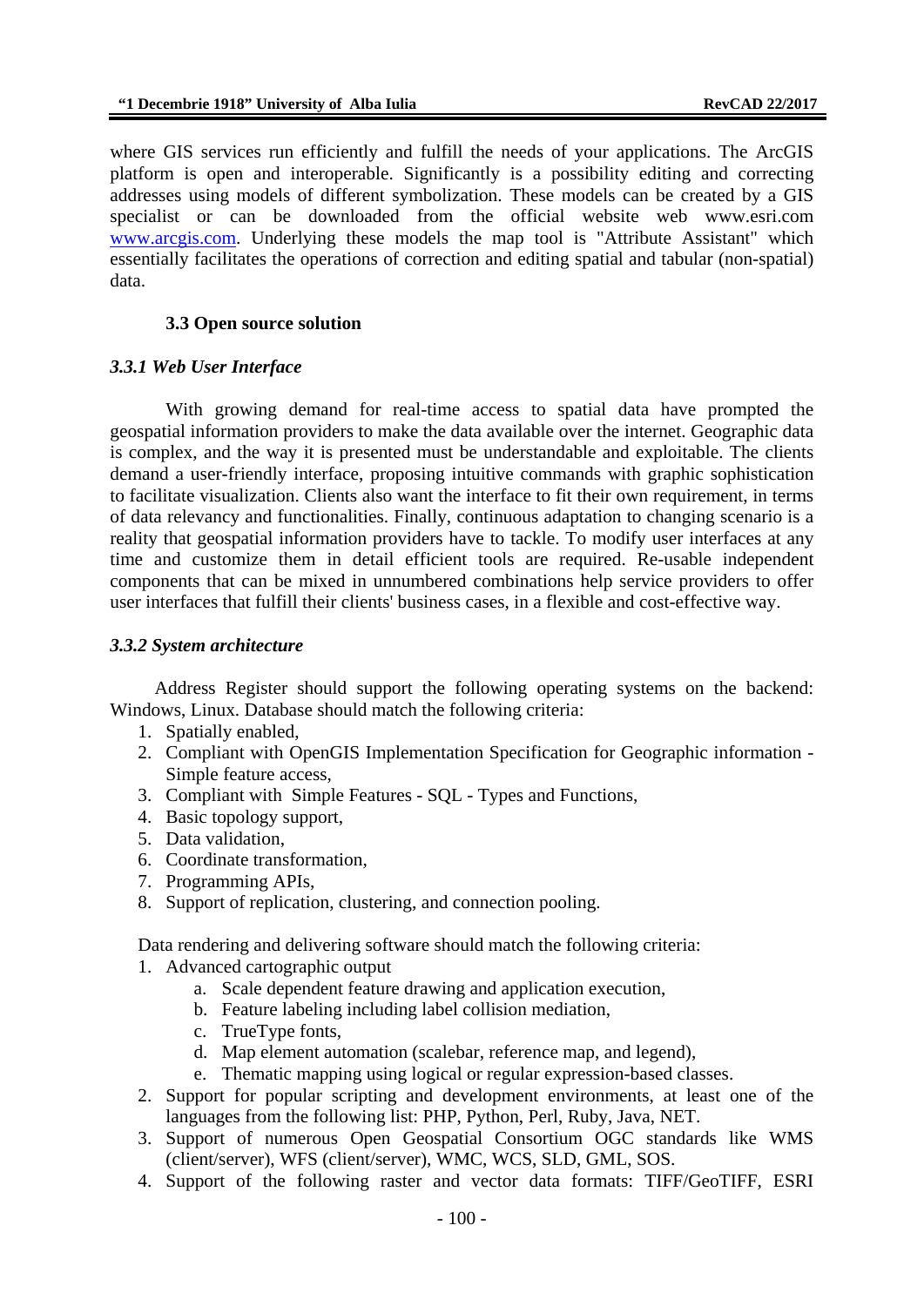where GIS services run efficiently and fulfill the needs of your applications. The ArcGIS platform is open and interoperable. Significantly is a possibility editing and correcting addresses using models of different symbolization. These models can be created by a GIS specialist or can be downloaded from the official website web www.esri.com www.arcgis.com. Underlying these models the map tool is "Attribute Assistant" which essentially facilitates the operations of correction and editing spatial and tabular (non-spatial) data.

### 3.3 Open source solution

#### *3.3.1 Web User Interface*

With growing demand for real-time access to spatial data have prompted the geospatial information providers to make the data available over the internet. Geographic data is complex, and the way it is presented must be understandable and exploitable. The clients demand a user-friendly interface, proposing intuitive commands with graphic sophistication to facilitate visualization. Clients also want the interface to fit their own requirement, in terms of data relevancy and functionalities. Finally, continuous adaptation to changing scenario is a reality that geospatial information providers have to tackle. To modify user interfaces at any time and customize them in detail efficient tools are required. Re-usable independent components that can be mixed in unnumbered combinations help service providers to offer user interfaces that fulfill their clients' business cases, in a flexible and cost-effective way.

#### *3.3.2 System architecture*

Address Register should support the following operating systems on the backend: Windows, Linux. Database should match the following criteria:

1. Spatially enabled,
2. Compliant with OpenGIS Implementation Specification for Geographic information - Simple feature access,
3. Compliant with Simple Features - SQL - Types and Functions,
4. Basic topology support,
5. Data validation,
6. Coordinate transformation,
7. Programming APIs,
8. Support of replication, clustering, and connection pooling.

Data rendering and delivering software should match the following criteria:

1. Advanced cartographic output
   a. Scale dependent feature drawing and application execution,
   b. Feature labeling including label collision mediation,
   c. TrueType fonts,
   d. Map element automation (scalebar, reference map, and legend),
   e. Thematic mapping using logical or regular expression-based classes.
2. Support for popular scripting and development environments, at least one of the languages from the following list: PHP, Python, Perl, Ruby, Java, NET.
3. Support of numerous Open Geospatial Consortium OGC standards like WMS (client/server), WFS (client/server), WMC, WCS, SLD, GML, SOS.
4. Support of the following raster and vector data formats: TIFF/GeoTIFF, ESRI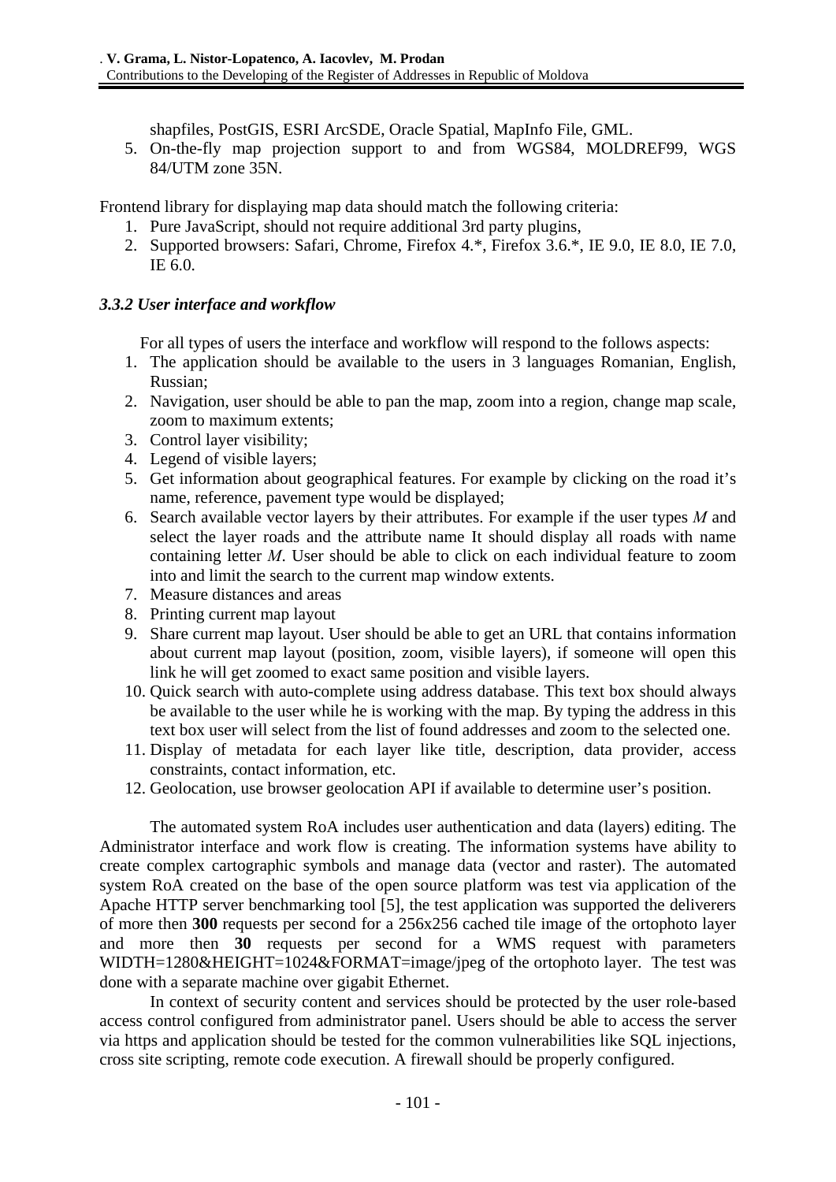shapfiles, PostGIS, ESRI ArcSDE, Oracle Spatial, MapInfo File, GML.

5. On-the-fly map projection support to and from WGS84, MOLDREF99, WGS 84/UTM zone 35N.

Frontend library for displaying map data should match the following criteria:

1. Pure JavaScript, should not require additional 3rd party plugins,
2. Supported browsers: Safari, Chrome, Firefox 4.*, Firefox 3.6.*, IE 9.0, IE 8.0, IE 7.0, IE 6.0.

### *3.3.2 User interface and workflow*

For all types of users the interface and workflow will respond to the follows aspects:

1. The application should be available to the users in 3 languages Romanian, English, Russian;
2. Navigation, user should be able to pan the map, zoom into a region, change map scale, zoom to maximum extents;
3. Control layer visibility;
4. Legend of visible layers;
5. Get information about geographical features. For example by clicking on the road it's name, reference, pavement type would be displayed;
6. Search available vector layers by their attributes. For example if the user types *M* and select the layer roads and the attribute name It should display all roads with name containing letter *M*. User should be able to click on each individual feature to zoom into and limit the search to the current map window extents.
7. Measure distances and areas
8. Printing current map layout
9. Share current map layout. User should be able to get an URL that contains information about current map layout (position, zoom, visible layers), if someone will open this link he will get zoomed to exact same position and visible layers.
10. Quick search with auto-complete using address database. This text box should always be available to the user while he is working with the map. By typing the address in this text box user will select from the list of found addresses and zoom to the selected one.
11. Display of metadata for each layer like title, description, data provider, access constraints, contact information, etc.
12. Geolocation, use browser geolocation API if available to determine user's position.

The automated system RoA includes user authentication and data (layers) editing. The Administrator interface and work flow is creating. The information systems have ability to create complex cartographic symbols and manage data (vector and raster). The automated system RoA created on the base of the open source platform was test via application of the Apache HTTP server benchmarking tool [5], the test application was supported the deliverers of more then **300** requests per second for a 256x256 cached tile image of the ortophoto layer and more then **30** requests per second for a WMS request with parameters WIDTH=1280&HEIGHT=1024&FORMAT=image/jpeg of the ortophoto layer. The test was done with a separate machine over gigabit Ethernet.

In context of security content and services should be protected by the user role-based access control configured from administrator panel. Users should be able to access the server via https and application should be tested for the common vulnerabilities like SQL injections, cross site scripting, remote code execution. A firewall should be properly configured.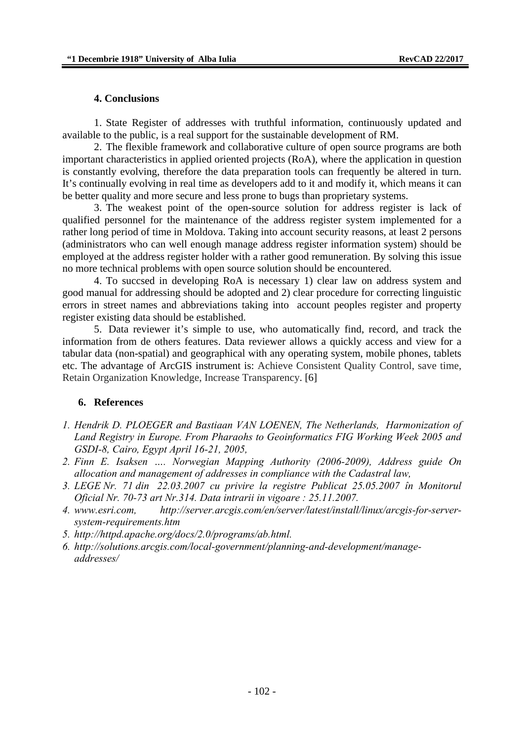## 4. Conclusions

1. State Register of addresses with truthful information, continuously updated and available to the public, is a real support for the sustainable development of RM.

2. The flexible framework and collaborative culture of open source programs are both important characteristics in applied oriented projects (RoA), where the application in question is constantly evolving, therefore the data preparation tools can frequently be altered in turn. It's continually evolving in real time as developers add to it and modify it, which means it can be better quality and more secure and less prone to bugs than proprietary systems.

3. The weakest point of the open-source solution for address register is lack of qualified personnel for the maintenance of the address register system implemented for a rather long period of time in Moldova. Taking into account security reasons, at least 2 persons (administrators who can well enough manage address register information system) should be employed at the address register holder with a rather good remuneration. By solving this issue no more technical problems with open source solution should be encountered.

4. To succsed in developing RoA is necessary 1) clear law on address system and good manual for addressing should be adopted and 2) clear procedure for correcting linguistic errors in street names and abbreviations taking into account peoples register and property register existing data should be established.

5. Data reviewer it's simple to use, who automatically find, record, and track the information from de others features. Data reviewer allows a quickly access and view for a tabular data (non-spatial) and geographical with any operating system, mobile phones, tablets etc. The advantage of ArcGIS instrument is: Achieve Consistent Quality Control, save time, Retain Organization Knowledge, Increase Transparency. [6]

## 6. References

1. *Hendrik D. PLOEGER and Bastiaan VAN LOENEN, The Netherlands, Harmonization of Land Registry in Europe. From Pharaohs to Geoinformatics FIG Working Week 2005 and GSDI-8, Cairo, Egypt April 16-21, 2005,*
2. *Finn E. Isaksen …. Norwegian Mapping Authority (2006-2009), Address guide On allocation and management of addresses in compliance with the Cadastral law,*
3. *LEGE Nr. 71 din 22.03.2007 cu privire la registre Publicat 25.05.2007 în Monitorul Oficial Nr. 70-73 art Nr.314. Data intrarii in vigoare : 25.11.2007.*
4. *www.esri.com, http://server.arcgis.com/en/server/latest/install/linux/arcgis-for-server-system-requirements.htm*
5. *http://httpd.apache.org/docs/2.0/programs/ab.html.*
6. *http://solutions.arcgis.com/local-government/planning-and-development/manage-addresses/*